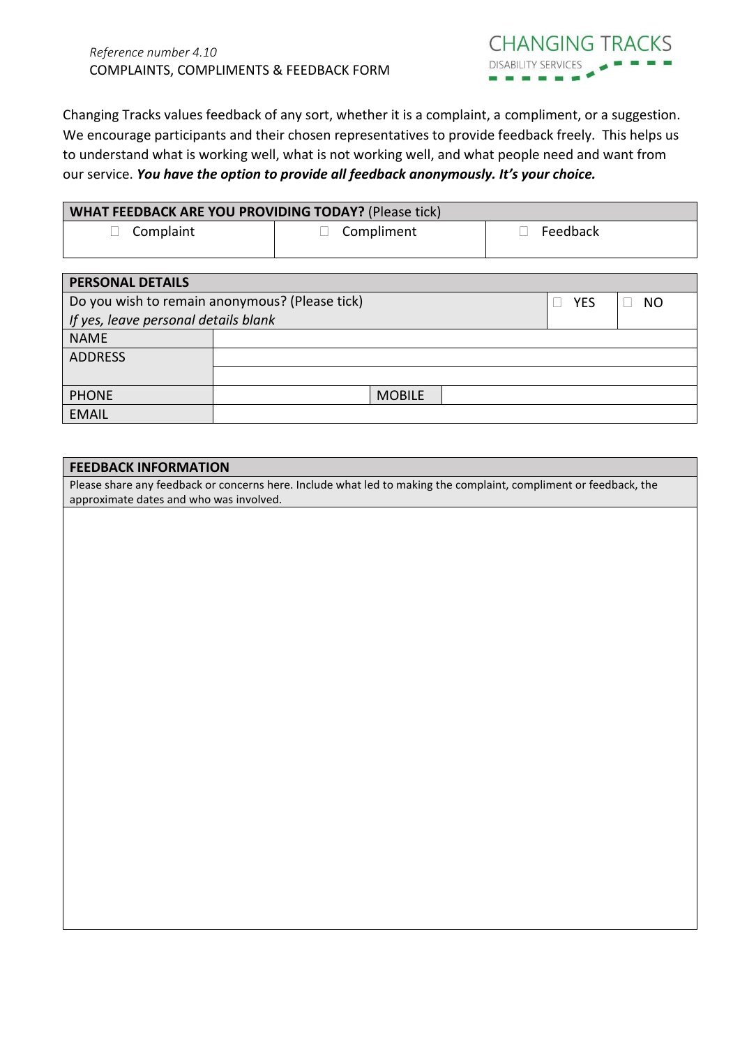*Reference number 4.10*
COMPLIMENTS & FEEDBACK FORM

CHANGING TRACKS
DISABILITY SERVICES

Changing Tracks values feedback of any sort, whether it is a complaint, a compliment, or a suggestion. We encourage participants and their chosen representatives to provide feedback freely. This helps us to understand what is working well, what is not working well, and what people need and want from our service. ***You have the option to provide all feedback anonymously. It's your choice.***

| **WHAT FEEDBACK ARE YOU PROVIDING TODAY?** (Please tick) | | |
|---|---|---|
| ☐ Complaint | ☐ Compliment | ☐ Feedback |

| **PERSONAL DETAILS** | | | |
|---|---|---|---|
| Do you wish to remain anonymous? (Please tick) *If yes, leave personal details blank* | | ☐ YES | ☐ NO |
| NAME | | | |
| ADDRESS | | | |
| PHONE | | MOBILE | |
| EMAIL | | | |

| **FEEDBACK INFORMATION** |
|---|
| Please share any feedback or concerns here. Include what led to making the complaint, compliment or feedback, the approximate dates and who was involved. |
| |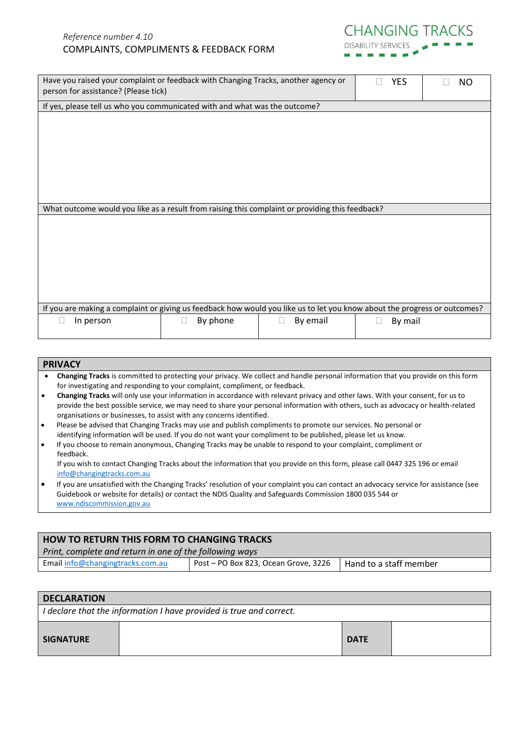*Reference number 4.10*

COMPLAINTS, COMPLIMENTS & FEEDBACK FORM

CHANGING TRACKS
DISABILITY SERVICES

| | | |
|---|---|---|
| Have you raised your complaint or feedback with Changing Tracks, another agency or person for assistance? (Please tick) | ☐ YES | ☐ NO |

If yes, please tell us who you communicated with and what was the outcome?

What outcome would you like as a result from raising this complaint or providing this feedback?

If you are making a complaint or giving us feedback how would you like us to let you know about the progress or outcomes?

| | | | |
|---|---|---|---|
| ☐ In person | ☐ By phone | ☐ By email | ☐ By mail |

## PRIVACY

- **Changing Tracks** is committed to protecting your privacy. We collect and handle personal information that you provide on this form for investigating and responding to your complaint, compliment, or feedback.
- **Changing Tracks** will only use your information in accordance with relevant privacy and other laws. With your consent, for us to provide the best possible service, we may need to share your personal information with others, such as advocacy or health-related organisations or businesses, to assist with any concerns identified.
- Please be advised that Changing Tracks may use and publish compliments to promote our services. No personal or identifying information will be used. If you do not want your compliment to be published, please let us know.
- If you choose to remain anonymous, Changing Tracks may be unable to respond to your complaint, compliment or feedback.
  If you wish to contact Changing Tracks about the information that you provide on this form, please call 0447 325 196 or email info@changingtracks.com.au
- If you are unsatisfied with the Changing Tracks' resolution of your complaint you can contact an advocacy service for assistance (see Guidebook or website for details) or contact the NDIS Quality and Safeguards Commission 1800 035 544 or www.ndiscommission.gov.au

## HOW TO RETURN THIS FORM TO CHANGING TRACKS

*Print, complete and return in one of the following ways*

| | | |
|---|---|---|
| Email info@changingtracks.com.au | Post – PO Box 823, Ocean Grove, 3226 | Hand to a staff member |

## DECLARATION

*I declare that the information I have provided is true and correct.*

| | | | |
|---|---|---|---|
| **SIGNATURE** | | **DATE** | |